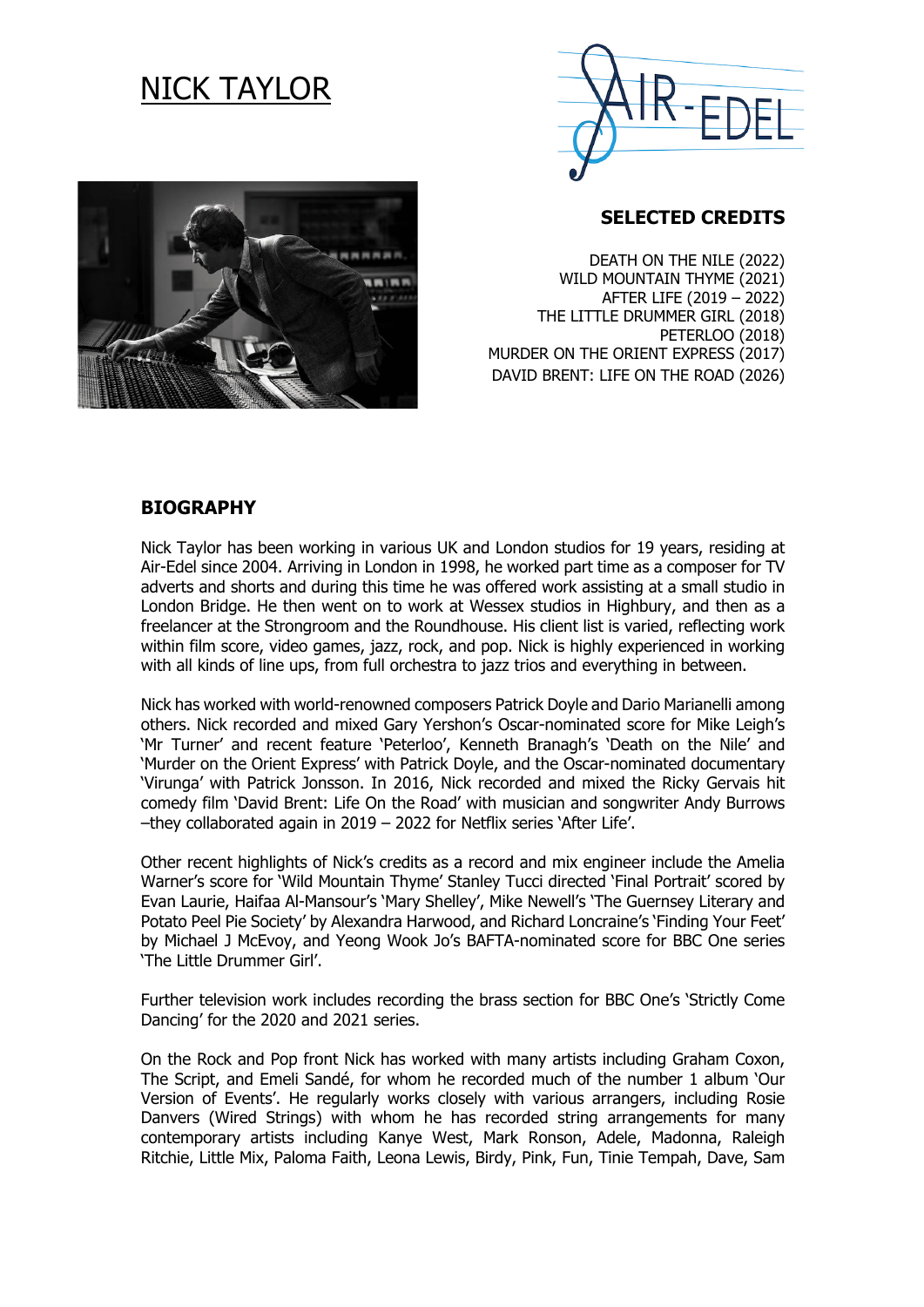# NICK TAYLOR

## SELECTED CREDITS

DEATH ON THE NILE (2022)
WILD MOUNTAIN THYME (2021)
AFTER LIFE (2019 – 2022)
THE LITTLE DRUMMER GIRL (2018)
PETERLOO (2018)
MURDER ON THE ORIENT EXPRESS (2017)
DAVID BRENT: LIFE ON THE ROAD (2026)

## BIOGRAPHY

Nick Taylor has been working in various UK and London studios for 19 years, residing at Air-Edel since 2004. Arriving in London in 1998, he worked part time as a composer for TV adverts and shorts and during this time he was offered work assisting at a small studio in London Bridge. He then went on to work at Wessex studios in Highbury, and then as a freelancer at the Strongroom and the Roundhouse. His client list is varied, reflecting work within film score, video games, jazz, rock, and pop. Nick is highly experienced in working with all kinds of line ups, from full orchestra to jazz trios and everything in between.

Nick has worked with world-renowned composers Patrick Doyle and Dario Marianelli among others. Nick recorded and mixed Gary Yershon's Oscar-nominated score for Mike Leigh's 'Mr Turner' and recent feature 'Peterloo', Kenneth Branagh's 'Death on the Nile' and 'Murder on the Orient Express' with Patrick Doyle, and the Oscar-nominated documentary 'Virunga' with Patrick Jonsson. In 2016, Nick recorded and mixed the Ricky Gervais hit comedy film 'David Brent: Life On the Road' with musician and songwriter Andy Burrows –they collaborated again in 2019 – 2022 for Netflix series 'After Life'.

Other recent highlights of Nick's credits as a record and mix engineer include the Amelia Warner's score for 'Wild Mountain Thyme' Stanley Tucci directed 'Final Portrait' scored by Evan Laurie, Haifaa Al-Mansour's 'Mary Shelley', Mike Newell's 'The Guernsey Literary and Potato Peel Pie Society' by Alexandra Harwood, and Richard Loncraine's 'Finding Your Feet' by Michael J McEvoy, and Yeong Wook Jo's BAFTA-nominated score for BBC One series 'The Little Drummer Girl'.

Further television work includes recording the brass section for BBC One's 'Strictly Come Dancing' for the 2020 and 2021 series.

On the Rock and Pop front Nick has worked with many artists including Graham Coxon, The Script, and Emeli Sandé, for whom he recorded much of the number 1 album 'Our Version of Events'. He regularly works closely with various arrangers, including Rosie Danvers (Wired Strings) with whom he has recorded string arrangements for many contemporary artists including Kanye West, Mark Ronson, Adele, Madonna, Raleigh Ritchie, Little Mix, Paloma Faith, Leona Lewis, Birdy, Pink, Fun, Tinie Tempah, Dave, Sam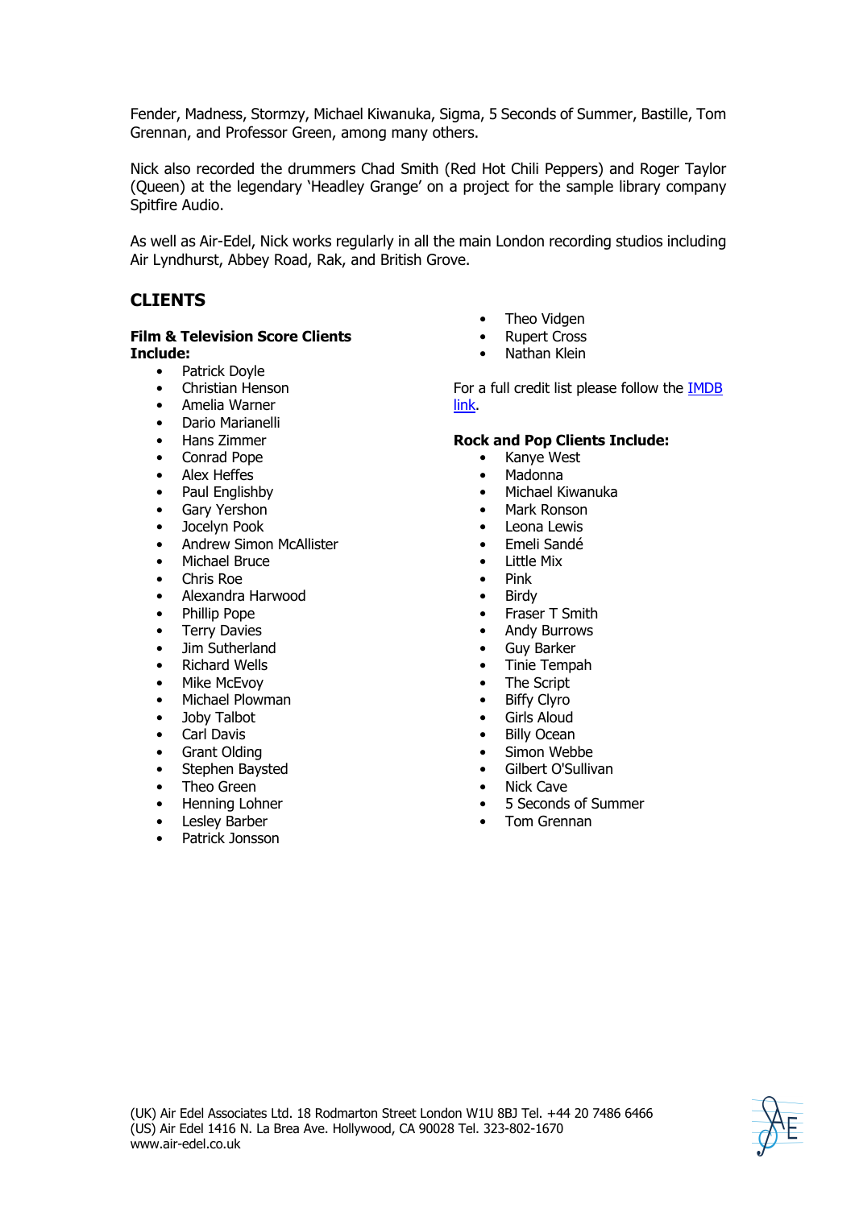Fender, Madness, Stormzy, Michael Kiwanuka, Sigma, 5 Seconds of Summer, Bastille, Tom Grennan, and Professor Green, among many others.

Nick also recorded the drummers Chad Smith (Red Hot Chili Peppers) and Roger Taylor (Queen) at the legendary 'Headley Grange' on a project for the sample library company Spitfire Audio.

As well as Air-Edel, Nick works regularly in all the main London recording studios including Air Lyndhurst, Abbey Road, Rak, and British Grove.

## CLIENTS

**Film & Television Score Clients Include:**

- Patrick Doyle
- Christian Henson
- Amelia Warner
- Dario Marianelli
- Hans Zimmer
- Conrad Pope
- Alex Heffes
- Paul Englishby
- Gary Yershon
- Jocelyn Pook
- Andrew Simon McAllister
- Michael Bruce
- Chris Roe
- Alexandra Harwood
- Phillip Pope
- Terry Davies
- Jim Sutherland
- Richard Wells
- Mike McEvoy
- Michael Plowman
- Joby Talbot
- Carl Davis
- Grant Olding
- Stephen Baysted
- Theo Green
- Henning Lohner
- Lesley Barber
- Patrick Jonsson
- Theo Vidgen
- Rupert Cross
- Nathan Klein

For a full credit list please follow the [IMDB link](#).

**Rock and Pop Clients Include:**

- Kanye West
- Madonna
- Michael Kiwanuka
- Mark Ronson
- Leona Lewis
- Emeli Sandé
- Little Mix
- Pink
- Birdy
- Fraser T Smith
- Andy Burrows
- Guy Barker
- Tinie Tempah
- The Script
- Biffy Clyro
- Girls Aloud
- Billy Ocean
- Simon Webbe
- Gilbert O'Sullivan
- Nick Cave
- 5 Seconds of Summer
- Tom Grennan

(UK) Air Edel Associates Ltd. 18 Rodmarton Street London W1U 8BJ Tel. +44 20 7486 6466
(US) Air Edel 1416 N. La Brea Ave. Hollywood, CA 90028 Tel. 323-802-1670
www.air-edel.co.uk